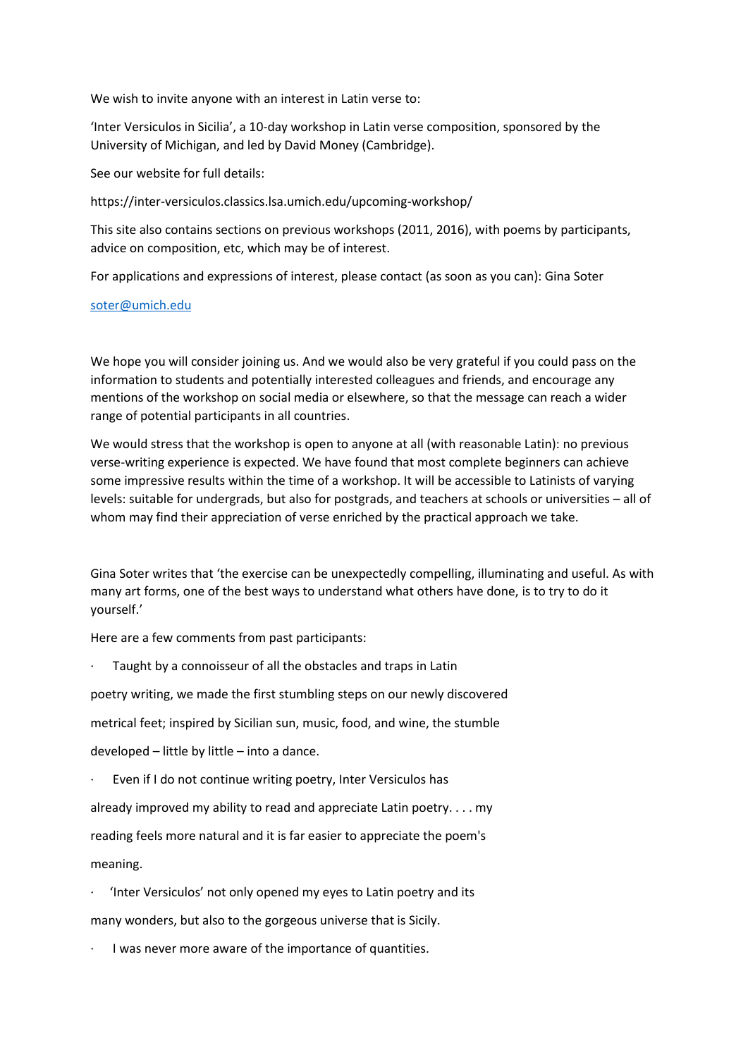We wish to invite anyone with an interest in Latin verse to:

'Inter Versiculos in Sicilia', a 10-day workshop in Latin verse composition, sponsored by the University of Michigan, and led by David Money (Cambridge).

See our website for full details:

https://inter-versiculos.classics.lsa.umich.edu/upcoming-workshop/

This site also contains sections on previous workshops (2011, 2016), with poems by participants, advice on composition, etc, which may be of interest.

For applications and expressions of interest, please contact (as soon as you can): Gina Soter

soter@umich.edu

We hope you will consider joining us. And we would also be very grateful if you could pass on the information to students and potentially interested colleagues and friends, and encourage any mentions of the workshop on social media or elsewhere, so that the message can reach a wider range of potential participants in all countries.

We would stress that the workshop is open to anyone at all (with reasonable Latin): no previous verse-writing experience is expected. We have found that most complete beginners can achieve some impressive results within the time of a workshop. It will be accessible to Latinists of varying levels: suitable for undergrads, but also for postgrads, and teachers at schools or universities – all of whom may find their appreciation of verse enriched by the practical approach we take.

Gina Soter writes that 'the exercise can be unexpectedly compelling, illuminating and useful. As with many art forms, one of the best ways to understand what others have done, is to try to do it yourself.'

Here are a few comments from past participants:

- Taught by a connoisseur of all the obstacles and traps in Latin poetry writing, we made the first stumbling steps on our newly discovered metrical feet; inspired by Sicilian sun, music, food, and wine, the stumble developed – little by little – into a dance.
- Even if I do not continue writing poetry, Inter Versiculos has already improved my ability to read and appreciate Latin poetry. . . . my reading feels more natural and it is far easier to appreciate the poem's meaning.
- 'Inter Versiculos' not only opened my eyes to Latin poetry and its many wonders, but also to the gorgeous universe that is Sicily.
- I was never more aware of the importance of quantities.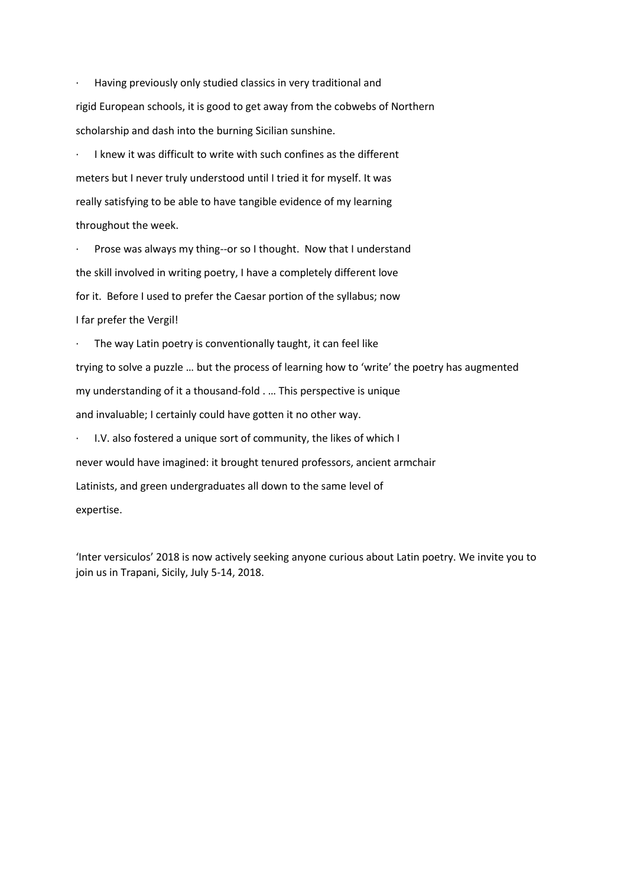- Having previously only studied classics in very traditional and rigid European schools, it is good to get away from the cobwebs of Northern scholarship and dash into the burning Sicilian sunshine.
- I knew it was difficult to write with such confines as the different meters but I never truly understood until I tried it for myself. It was really satisfying to be able to have tangible evidence of my learning throughout the week.
- Prose was always my thing--or so I thought. Now that I understand the skill involved in writing poetry, I have a completely different love for it. Before I used to prefer the Caesar portion of the syllabus; now I far prefer the Vergil!
- The way Latin poetry is conventionally taught, it can feel like trying to solve a puzzle … but the process of learning how to 'write' the poetry has augmented my understanding of it a thousand-fold . … This perspective is unique and invaluable; I certainly could have gotten it no other way.
- I.V. also fostered a unique sort of community, the likes of which I never would have imagined: it brought tenured professors, ancient armchair Latinists, and green undergraduates all down to the same level of expertise.

'Inter versiculos' 2018 is now actively seeking anyone curious about Latin poetry. We invite you to join us in Trapani, Sicily, July 5-14, 2018.